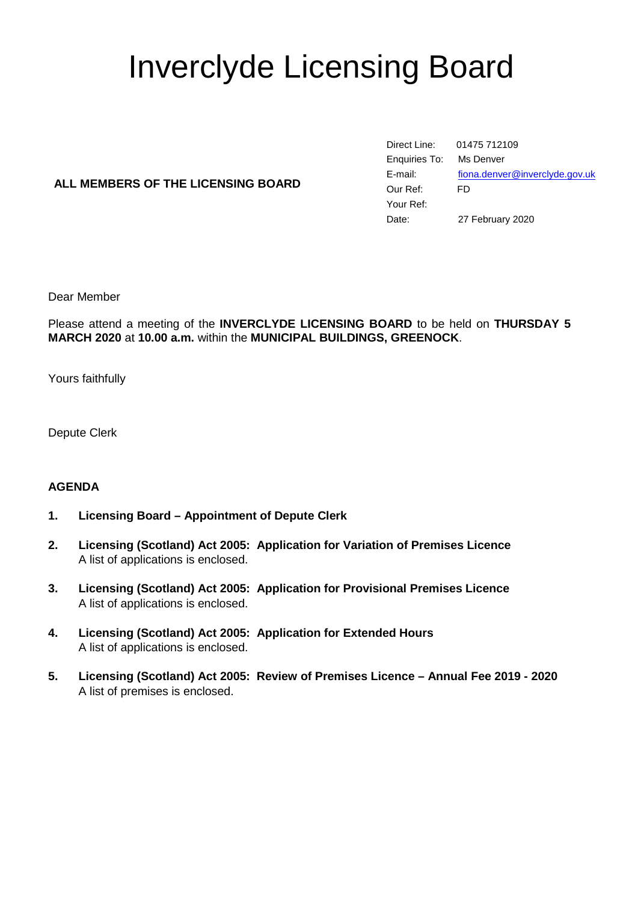# Inverclyde Licensing Board

**ALL MEMBERS OF THE LICENSING BOARD**

| | |
|---|---|
| Direct Line: | 01475 712109 |
| Enquiries To: | Ms Denver |
| E-mail: | fiona.denver@inverclyde.gov.uk |
| Our Ref: | FD |
| Your Ref: | |
| Date: | 27 February 2020 |

Dear Member

Please attend a meeting of the **INVERCLYDE LICENSING BOARD** to be held on **THURSDAY 5 MARCH 2020** at **10.00 a.m.** within the **MUNICIPAL BUILDINGS, GREENOCK**.

Yours faithfully

Depute Clerk

**AGENDA**

1. **Licensing Board – Appointment of Depute Clerk**

2. **Licensing (Scotland) Act 2005: Application for Variation of Premises Licence**
   A list of applications is enclosed.

3. **Licensing (Scotland) Act 2005: Application for Provisional Premises Licence**
   A list of applications is enclosed.

4. **Licensing (Scotland) Act 2005: Application for Extended Hours**
   A list of applications is enclosed.

5. **Licensing (Scotland) Act 2005: Review of Premises Licence – Annual Fee 2019 - 2020**
   A list of premises is enclosed.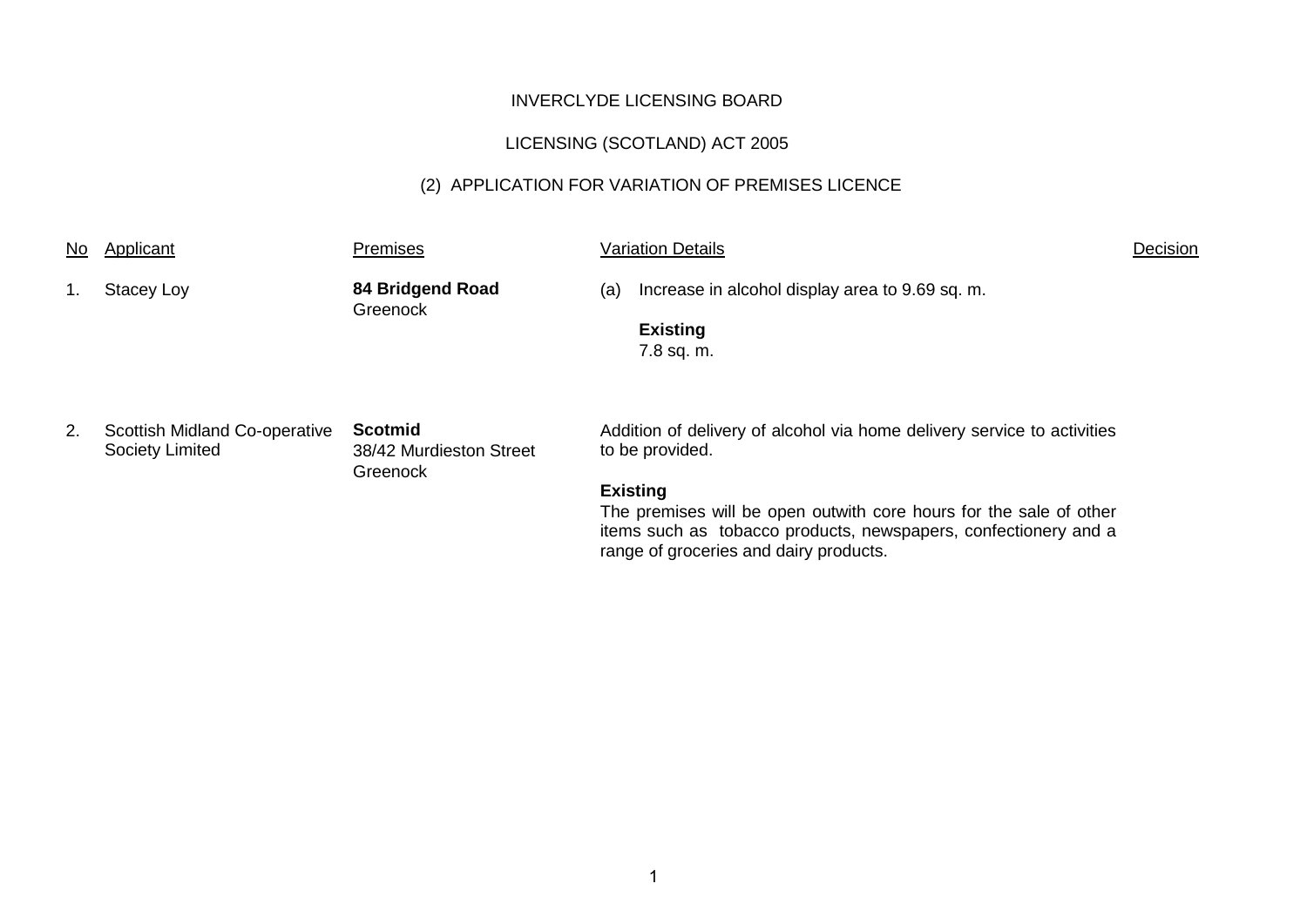INVERCLYDE LICENSING BOARD

LICENSING (SCOTLAND) ACT 2005

(2) APPLICATION FOR VARIATION OF PREMISES LICENCE

| No | Applicant | Premises | Variation Details | Decision |
|---|---|---|---|---|
| 1. | Stacey Loy | **84 Bridgend Road** Greenock | (a) Increase in alcohol display area to 9.69 sq. m.<br><br>**Existing**<br>7.8 sq. m. | |
| 2. | Scottish Midland Co-operative Society Limited | **Scotmid** 38/42 Murdieston Street Greenock | Addition of delivery of alcohol via home delivery service to activities to be provided.<br><br>**Existing**<br>The premises will be open outwith core hours for the sale of other items such as tobacco products, newspapers, confectionery and a range of groceries and dairy products. | |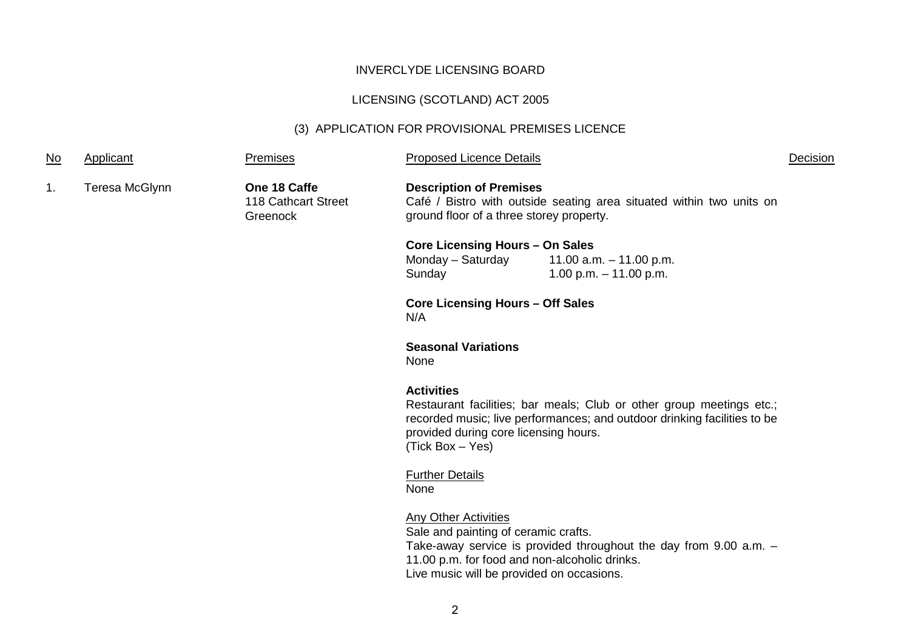INVERCLYDE LICENSING BOARD

LICENSING (SCOTLAND) ACT 2005

(3) APPLICATION FOR PROVISIONAL PREMISES LICENCE

| No | Applicant | Premises | Proposed Licence Details | Decision |
|---|---|---|---|---|
| 1. | Teresa McGlynn | **One 18 Caffe**<br>118 Cathcart Street<br>Greenock | **Description of Premises**<br>Café / Bistro with outside seating area situated within two units on ground floor of a three storey property.<br><br>**Core Licensing Hours – On Sales**<br>Monday – Saturday 11.00 a.m. – 11.00 p.m.<br>Sunday 1.00 p.m. – 11.00 p.m.<br><br>**Core Licensing Hours – Off Sales**<br>N/A<br><br>**Seasonal Variations**<br>None<br><br>**Activities**<br>Restaurant facilities; bar meals; Club or other group meetings etc.; recorded music; live performances; and outdoor drinking facilities to be provided during core licensing hours.<br>(Tick Box – Yes)<br><br>Further Details<br>None<br><br>Any Other Activities<br>Sale and painting of ceramic crafts.<br>Take-away service is provided throughout the day from 9.00 a.m. – 11.00 p.m. for food and non-alcoholic drinks.<br>Live music will be provided on occasions. | |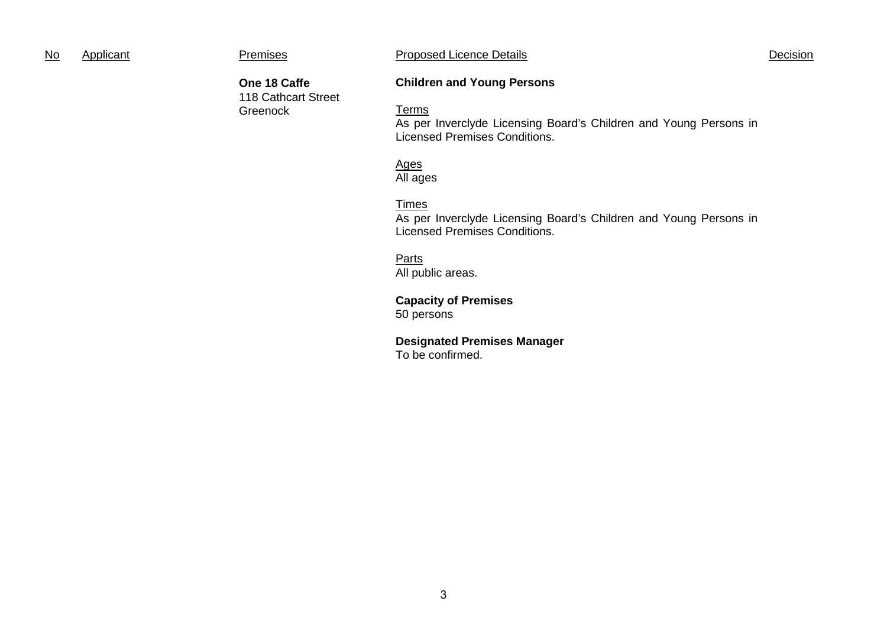| No | Applicant | Premises | Proposed Licence Details | Decision |
|---|---|---|---|---|
| | | **One 18 Caffe**<br>118 Cathcart Street<br>Greenock | **Children and Young Persons**<br><br>Terms<br>As per Inverclyde Licensing Board's Children and Young Persons in Licensed Premises Conditions.<br><br>Ages<br>All ages<br><br>Times<br>As per Inverclyde Licensing Board's Children and Young Persons in Licensed Premises Conditions.<br><br>Parts<br>All public areas.<br><br>**Capacity of Premises**<br>50 persons<br><br>**Designated Premises Manager**<br>To be confirmed. | |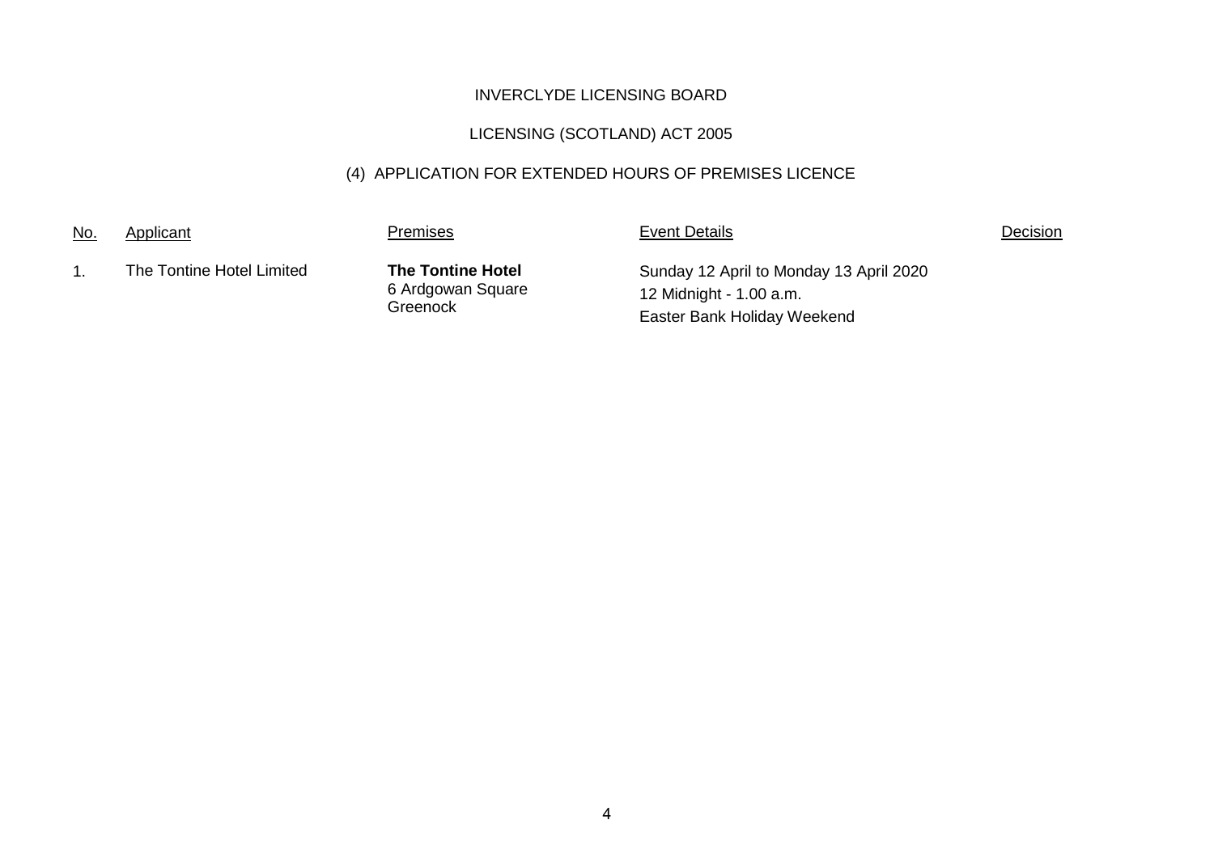INVERCLYDE LICENSING BOARD

LICENSING (SCOTLAND) ACT 2005

(4) APPLICATION FOR EXTENDED HOURS OF PREMISES LICENCE

| No. | Applicant | Premises | Event Details | Decision |
|---|---|---|---|---|
| 1. | The Tontine Hotel Limited | **The Tontine Hotel**<br>6 Ardgowan Square<br>Greenock | Sunday 12 April to Monday 13 April 2020<br>12 Midnight - 1.00 a.m.<br>Easter Bank Holiday Weekend | |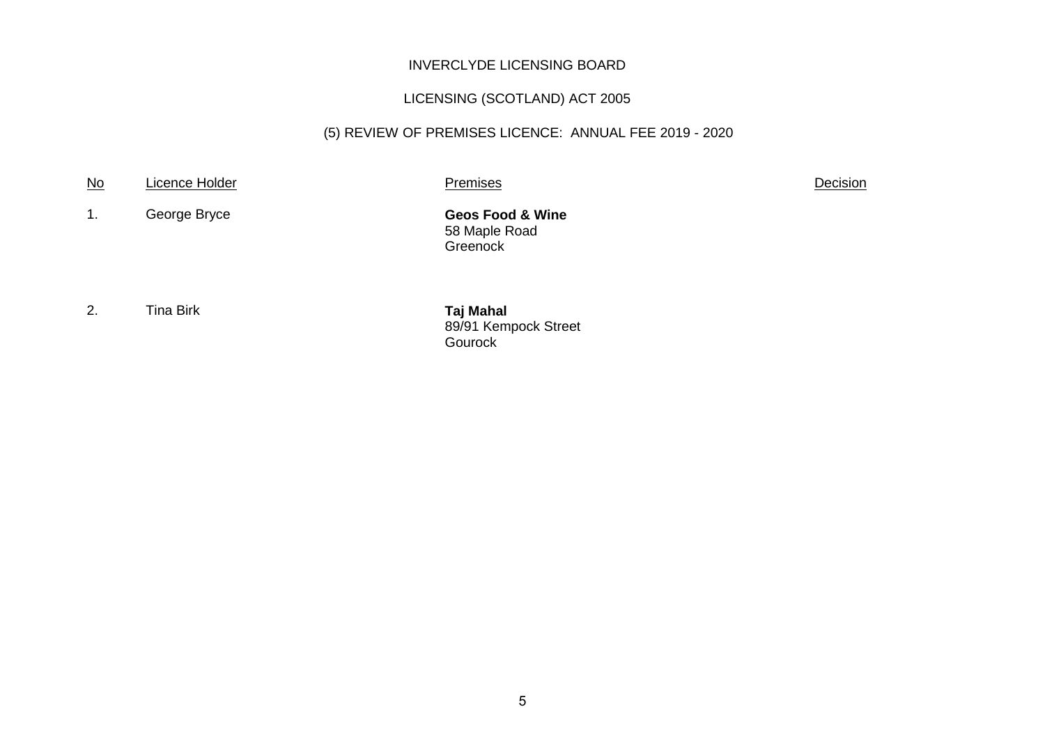INVERCLYDE LICENSING BOARD

LICENSING (SCOTLAND) ACT 2005

(5) REVIEW OF PREMISES LICENCE: ANNUAL FEE 2019 - 2020

| No | Licence Holder | Premises | Decision |
|---|---|---|---|
| 1. | George Bryce | **Geos Food & Wine**<br>58 Maple Road<br>Greenock | |
| 2. | Tina Birk | **Taj Mahal**<br>89/91 Kempock Street<br>Gourock | |